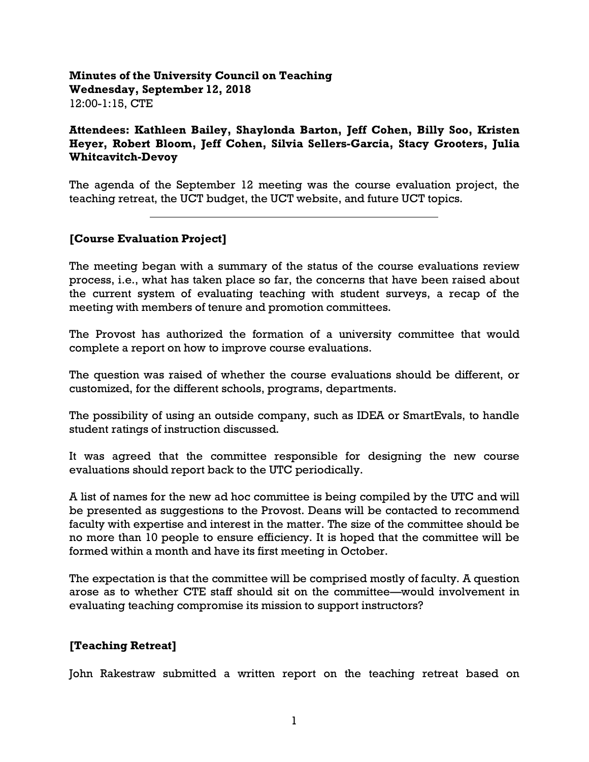**Minutes of the University Council on Teaching**
**Wednesday, September 12, 2018**
12:00-1:15, CTE

**Attendees: Kathleen Bailey, Shaylonda Barton, Jeff Cohen, Billy Soo, Kristen Heyer, Robert Bloom, Jeff Cohen, Silvia Sellers-Garcia, Stacy Grooters, Julia Whitcavitch-Devoy**

The agenda of the September 12 meeting was the course evaluation project, the teaching retreat, the UCT budget, the UCT website, and future UCT topics.

---

**[Course Evaluation Project]**

The meeting began with a summary of the status of the course evaluations review process, i.e., what has taken place so far, the concerns that have been raised about the current system of evaluating teaching with student surveys, a recap of the meeting with members of tenure and promotion committees.

The Provost has authorized the formation of a university committee that would complete a report on how to improve course evaluations.

The question was raised of whether the course evaluations should be different, or customized, for the different schools, programs, departments.

The possibility of using an outside company, such as IDEA or SmartEvals, to handle student ratings of instruction discussed.

It was agreed that the committee responsible for designing the new course evaluations should report back to the UTC periodically.

A list of names for the new ad hoc committee is being compiled by the UTC and will be presented as suggestions to the Provost. Deans will be contacted to recommend faculty with expertise and interest in the matter. The size of the committee should be no more than 10 people to ensure efficiency. It is hoped that the committee will be formed within a month and have its first meeting in October.

The expectation is that the committee will be comprised mostly of faculty. A question arose as to whether CTE staff should sit on the committee—would involvement in evaluating teaching compromise its mission to support instructors?

**[Teaching Retreat]**

John Rakestraw submitted a written report on the teaching retreat based on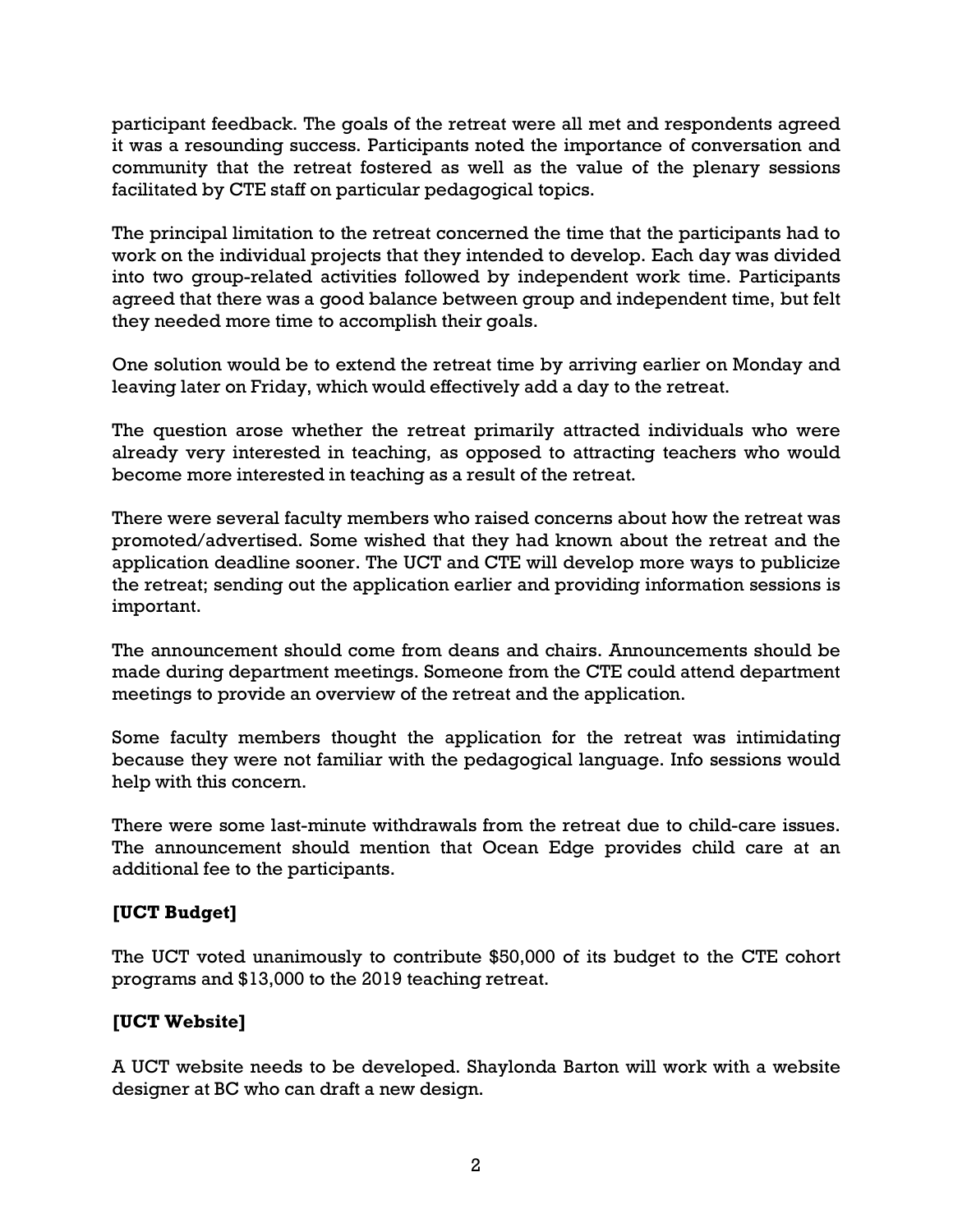participant feedback. The goals of the retreat were all met and respondents agreed it was a resounding success. Participants noted the importance of conversation and community that the retreat fostered as well as the value of the plenary sessions facilitated by CTE staff on particular pedagogical topics.

The principal limitation to the retreat concerned the time that the participants had to work on the individual projects that they intended to develop. Each day was divided into two group-related activities followed by independent work time. Participants agreed that there was a good balance between group and independent time, but felt they needed more time to accomplish their goals.

One solution would be to extend the retreat time by arriving earlier on Monday and leaving later on Friday, which would effectively add a day to the retreat.

The question arose whether the retreat primarily attracted individuals who were already very interested in teaching, as opposed to attracting teachers who would become more interested in teaching as a result of the retreat.

There were several faculty members who raised concerns about how the retreat was promoted/advertised. Some wished that they had known about the retreat and the application deadline sooner. The UCT and CTE will develop more ways to publicize the retreat; sending out the application earlier and providing information sessions is important.

The announcement should come from deans and chairs. Announcements should be made during department meetings. Someone from the CTE could attend department meetings to provide an overview of the retreat and the application.

Some faculty members thought the application for the retreat was intimidating because they were not familiar with the pedagogical language. Info sessions would help with this concern.

There were some last-minute withdrawals from the retreat due to child-care issues. The announcement should mention that Ocean Edge provides child care at an additional fee to the participants.

**[UCT Budget]**

The UCT voted unanimously to contribute $50,000 of its budget to the CTE cohort programs and $13,000 to the 2019 teaching retreat.

**[UCT Website]**

A UCT website needs to be developed. Shaylonda Barton will work with a website designer at BC who can draft a new design.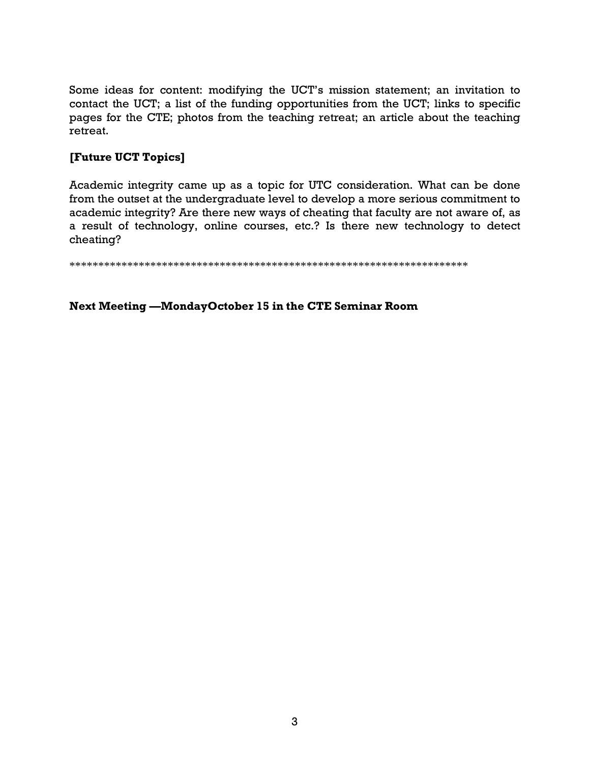Some ideas for content: modifying the UCT's mission statement; an invitation to contact the UCT; a list of the funding opportunities from the UCT; links to specific pages for the CTE; photos from the teaching retreat; an article about the teaching retreat.

**[Future UCT Topics]**

Academic integrity came up as a topic for UTC consideration. What can be done from the outset at the undergraduate level to develop a more serious commitment to academic integrity? Are there new ways of cheating that faculty are not aware of, as a result of technology, online courses, etc.? Is there new technology to detect cheating?

**********************************************************************

**Next Meeting —MondayOctober 15 in the CTE Seminar Room**